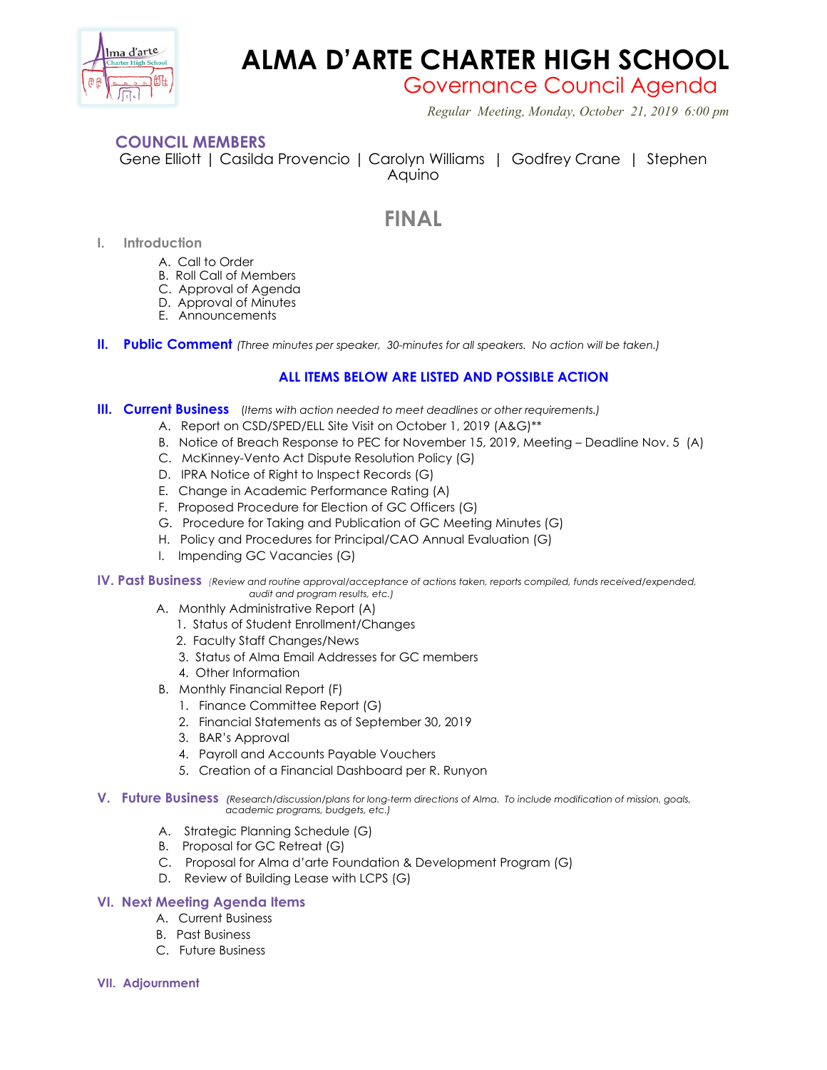# ALMA D'ARTE CHARTER HIGH SCHOOL

## Governance Council Agenda

*Regular Meeting, Monday, October 21, 2019 6:00 pm*

### COUNCIL MEMBERS

Gene Elliott | Casilda Provencio | Carolyn Williams | Godfrey Crane | Stephen Aquino

## FINAL

### I. Introduction

A. Call to Order
B. Roll Call of Members
C. Approval of Agenda
D. Approval of Minutes
E. Announcements

### II. Public Comment *(Three minutes per speaker, 30-minutes for all speakers. No action will be taken.)*

**ALL ITEMS BELOW ARE LISTED AND POSSIBLE ACTION**

### III. Current Business *(Items with action needed to meet deadlines or other requirements.)*

A. Report on CSD/SPED/ELL Site Visit on October 1, 2019 (A&G)**
B. Notice of Breach Response to PEC for November 15, 2019, Meeting – Deadline Nov. 5 (A)
C. McKinney-Vento Act Dispute Resolution Policy (G)
D. IPRA Notice of Right to Inspect Records (G)
E. Change in Academic Performance Rating (A)
F. Proposed Procedure for Election of GC Officers (G)
G. Procedure for Taking and Publication of GC Meeting Minutes (G)
H. Policy and Procedures for Principal/CAO Annual Evaluation (G)
I. Impending GC Vacancies (G)

### IV. Past Business *(Review and routine approval/acceptance of actions taken, reports compiled, funds received/expended, audit and program results, etc.)*

A. Monthly Administrative Report (A)
   1. Status of Student Enrollment/Changes
   2. Faculty Staff Changes/News
   3. Status of Alma Email Addresses for GC members
   4. Other Information
B. Monthly Financial Report (F)
   1. Finance Committee Report (G)
   2. Financial Statements as of September 30, 2019
   3. BAR's Approval
   4. Payroll and Accounts Payable Vouchers
   5. Creation of a Financial Dashboard per R. Runyon

### V. Future Business *(Research/discussion/plans for long-term directions of Alma. To include modification of mission, goals, academic programs, budgets, etc.)*

A. Strategic Planning Schedule (G)
B. Proposal for GC Retreat (G)
C. Proposal for Alma d'arte Foundation & Development Program (G)
D. Review of Building Lease with LCPS (G)

### VI. Next Meeting Agenda Items

A. Current Business
B. Past Business
C. Future Business

### VII. Adjournment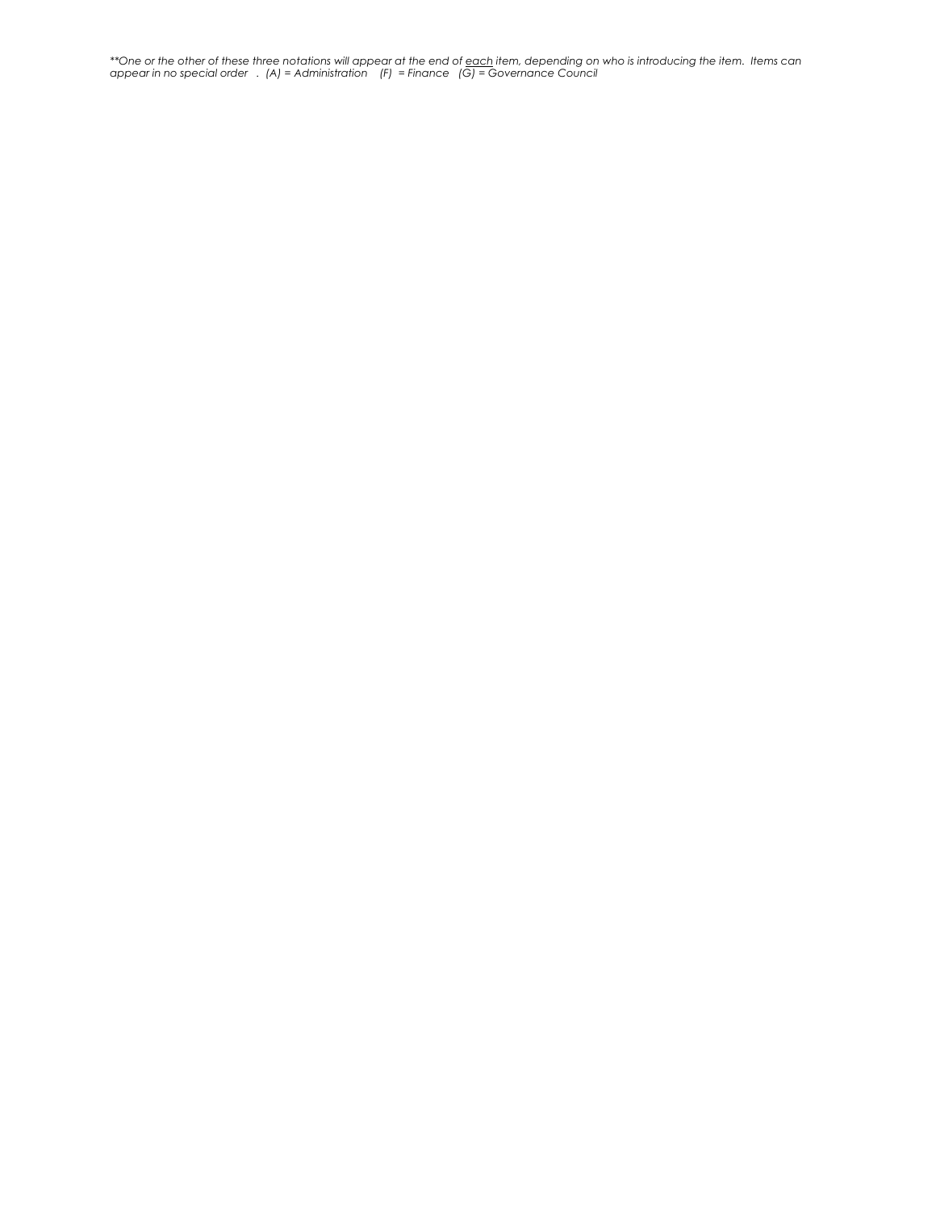*\*\*One or the other of these three notations will appear at the end of <u>each</u> item, depending on who is introducing the item. Items can appear in no special order . (A) = Administration (F) = Finance (G) = Governance Council*

*\**One or the other of these three notations will appear at the end of each item, depending on who is introducing the item. Items can appear in no special order . (A) = Administration (F) = Finance (G) = Governance Council*